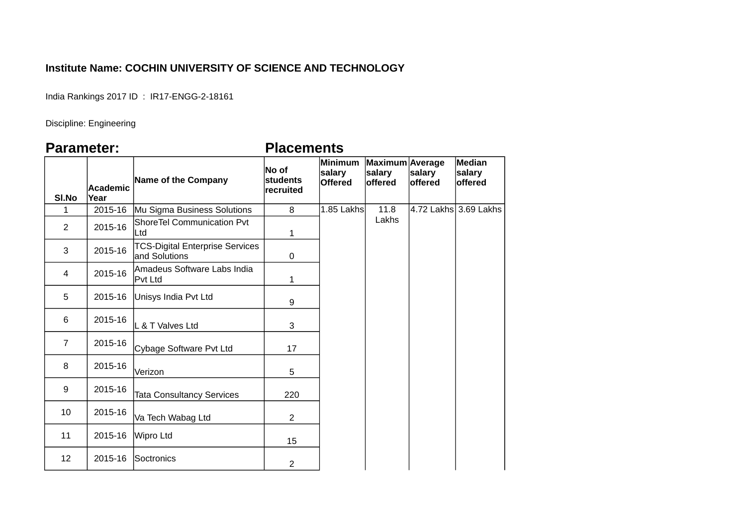**Institute Name: COCHIN UNIVERSITY OF SCIENCE AND TECHNOLOGY**

India Rankings 2017 ID : IR17-ENGG-2-18161

Discipline: Engineering

## Parameter: Placements

| Sl.No | Academic Year | Name of the Company | No of students recruited | Minimum salary Offered | Maximum salary offered | Average salary offered | Median salary offered |
|---|---|---|---|---|---|---|---|
| 1 | 2015-16 | Mu Sigma Business Solutions | 8 | 1.85 Lakhs | 11.8 Lakhs | 4.72 Lakhs | 3.69 Lakhs |
| 2 | 2015-16 | ShoreTel Communication Pvt Ltd | 1 | | | | |
| 3 | 2015-16 | TCS-Digital Enterprise Services and Solutions | 0 | | | | |
| 4 | 2015-16 | Amadeus Software Labs India Pvt Ltd | 1 | | | | |
| 5 | 2015-16 | Unisys India Pvt Ltd | 9 | | | | |
| 6 | 2015-16 | L & T Valves Ltd | 3 | | | | |
| 7 | 2015-16 | Cybage Software Pvt Ltd | 17 | | | | |
| 8 | 2015-16 | Verizon | 5 | | | | |
| 9 | 2015-16 | Tata Consultancy Services | 220 | | | | |
| 10 | 2015-16 | Va Tech Wabag Ltd | 2 | | | | |
| 11 | 2015-16 | Wipro Ltd | 15 | | | | |
| 12 | 2015-16 | Soctronics | 2 | | | | |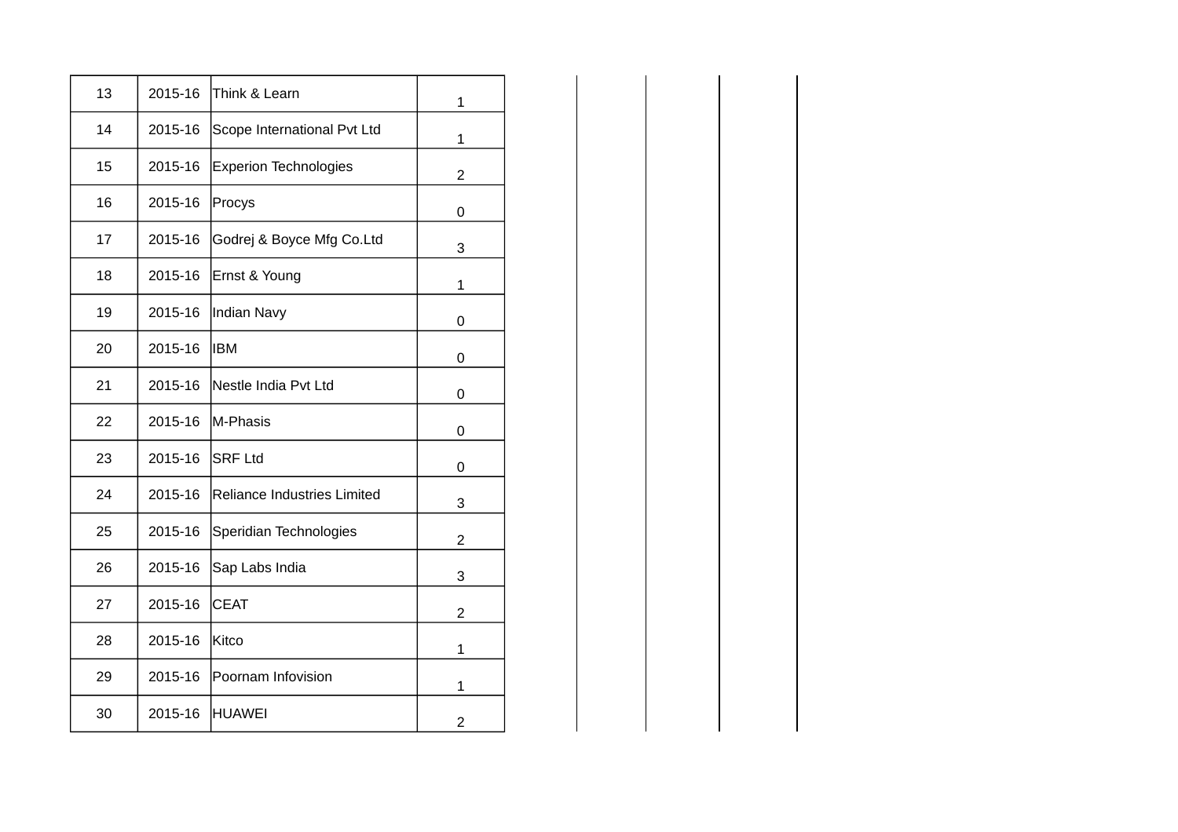| | | | |
|---|---|---|---|
| 13 | 2015-16 | Think & Learn | 1 |
| 14 | 2015-16 | Scope International Pvt Ltd | 1 |
| 15 | 2015-16 | Experion Technologies | 2 |
| 16 | 2015-16 | Procys | 0 |
| 17 | 2015-16 | Godrej & Boyce Mfg Co.Ltd | 3 |
| 18 | 2015-16 | Ernst & Young | 1 |
| 19 | 2015-16 | Indian Navy | 0 |
| 20 | 2015-16 | IBM | 0 |
| 21 | 2015-16 | Nestle India Pvt Ltd | 0 |
| 22 | 2015-16 | M-Phasis | 0 |
| 23 | 2015-16 | SRF Ltd | 0 |
| 24 | 2015-16 | Reliance Industries Limited | 3 |
| 25 | 2015-16 | Speridian Technologies | 2 |
| 26 | 2015-16 | Sap Labs India | 3 |
| 27 | 2015-16 | CEAT | 2 |
| 28 | 2015-16 | Kitco | 1 |
| 29 | 2015-16 | Poornam Infovision | 1 |
| 30 | 2015-16 | HUAWEI | 2 |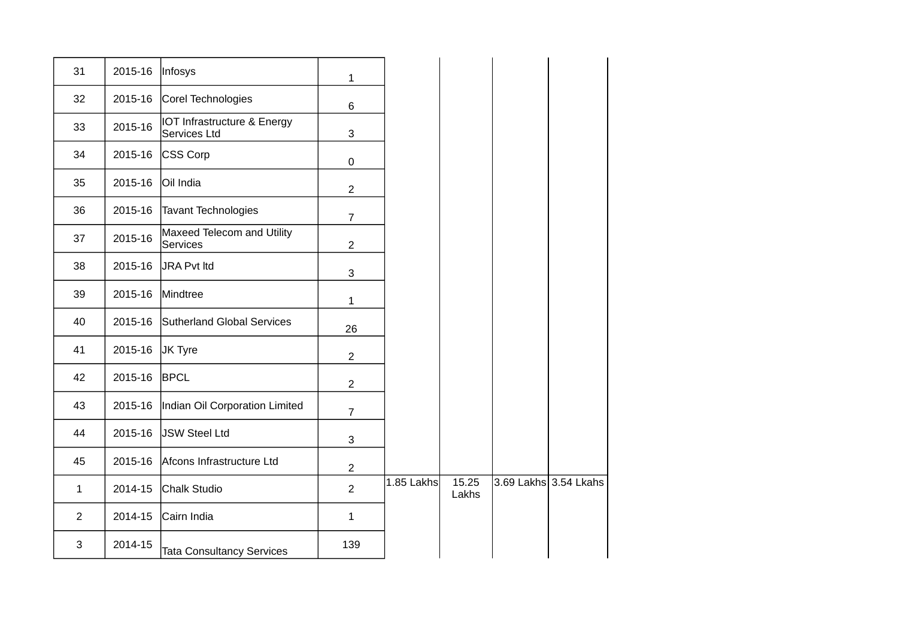| | | | | | | | |
|---|---|---|---|---|---|---|---|
| 31 | 2015-16 | Infosys | 1 | | | | |
| 32 | 2015-16 | Corel Technologies | 6 | | | | |
| 33 | 2015-16 | IOT Infrastructure & Energy Services Ltd | 3 | | | | |
| 34 | 2015-16 | CSS Corp | 0 | | | | |
| 35 | 2015-16 | Oil India | 2 | | | | |
| 36 | 2015-16 | Tavant Technologies | 7 | | | | |
| 37 | 2015-16 | Maxeed Telecom and Utility Services | 2 | | | | |
| 38 | 2015-16 | JRA Pvt ltd | 3 | | | | |
| 39 | 2015-16 | Mindtree | 1 | | | | |
| 40 | 2015-16 | Sutherland Global Services | 26 | | | | |
| 41 | 2015-16 | JK Tyre | 2 | | | | |
| 42 | 2015-16 | BPCL | 2 | | | | |
| 43 | 2015-16 | Indian Oil Corporation Limited | 7 | | | | |
| 44 | 2015-16 | JSW Steel Ltd | 3 | | | | |
| 45 | 2015-16 | Afcons Infrastructure Ltd | 2 | | | | |
| 1 | 2014-15 | Chalk Studio | 2 | 1.85 Lakhs | 15.25 Lakhs | 3.69 Lakhs | 3.54 Lkahs |
| 2 | 2014-15 | Cairn India | 1 | | | | |
| 3 | 2014-15 | Tata Consultancy Services | 139 | | | | |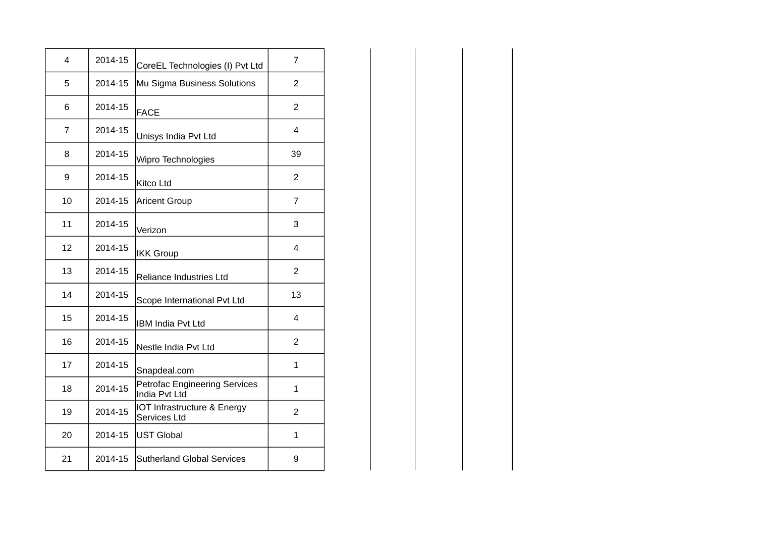| | | | | | | | |
|---|---|---|---|---|---|---|---|
| 4 | 2014-15 | CoreEL Technologies (I) Pvt Ltd | 7 | | | | |
| 5 | 2014-15 | Mu Sigma Business Solutions | 2 | | | | |
| 6 | 2014-15 | FACE | 2 | | | | |
| 7 | 2014-15 | Unisys India Pvt Ltd | 4 | | | | |
| 8 | 2014-15 | Wipro Technologies | 39 | | | | |
| 9 | 2014-15 | Kitco Ltd | 2 | | | | |
| 10 | 2014-15 | Aricent Group | 7 | | | | |
| 11 | 2014-15 | Verizon | 3 | | | | |
| 12 | 2014-15 | IKK Group | 4 | | | | |
| 13 | 2014-15 | Reliance Industries Ltd | 2 | | | | |
| 14 | 2014-15 | Scope International Pvt Ltd | 13 | | | | |
| 15 | 2014-15 | IBM India Pvt Ltd | 4 | | | | |
| 16 | 2014-15 | Nestle India Pvt Ltd | 2 | | | | |
| 17 | 2014-15 | Snapdeal.com | 1 | | | | |
| 18 | 2014-15 | Petrofac Engineering Services India Pvt Ltd | 1 | | | | |
| 19 | 2014-15 | IOT Infrastructure & Energy Services Ltd | 2 | | | | |
| 20 | 2014-15 | UST Global | 1 | | | | |
| 21 | 2014-15 | Sutherland Global Services | 9 | | | | |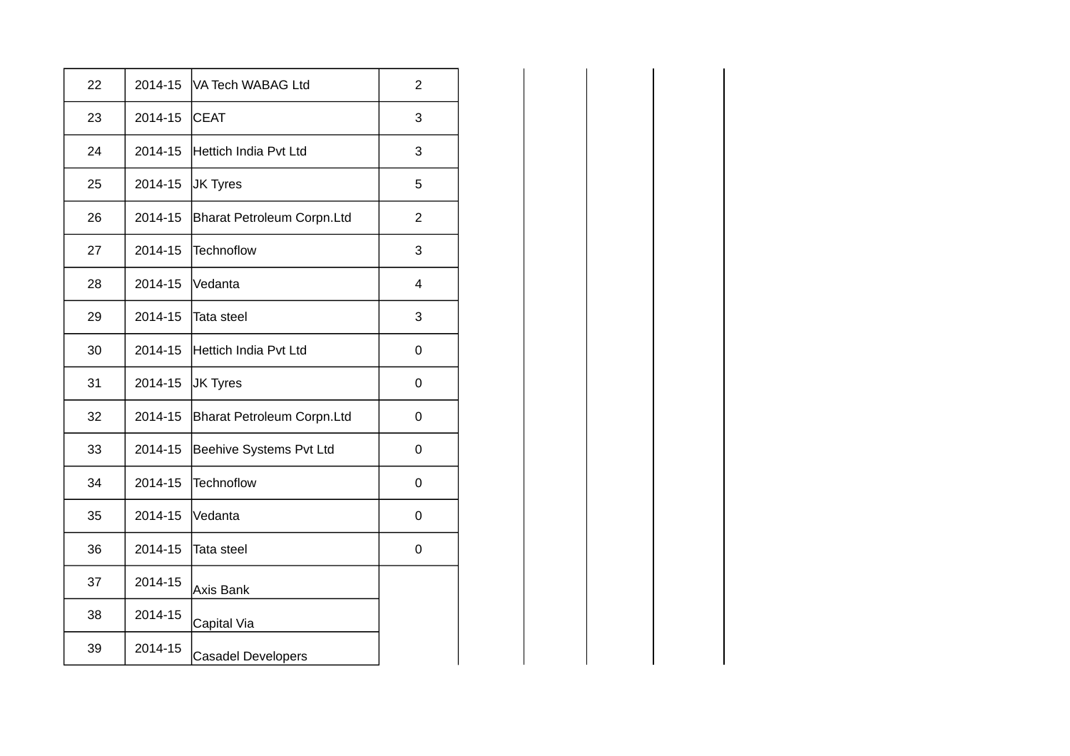| | | | | | | | |
|---|---|---|---|---|---|---|---|
| 22 | 2014-15 | VA Tech WABAG Ltd | 2 | | | | |
| 23 | 2014-15 | CEAT | 3 | | | | |
| 24 | 2014-15 | Hettich India Pvt Ltd | 3 | | | | |
| 25 | 2014-15 | JK Tyres | 5 | | | | |
| 26 | 2014-15 | Bharat Petroleum Corpn.Ltd | 2 | | | | |
| 27 | 2014-15 | Technoflow | 3 | | | | |
| 28 | 2014-15 | Vedanta | 4 | | | | |
| 29 | 2014-15 | Tata steel | 3 | | | | |
| 30 | 2014-15 | Hettich India Pvt Ltd | 0 | | | | |
| 31 | 2014-15 | JK Tyres | 0 | | | | |
| 32 | 2014-15 | Bharat Petroleum Corpn.Ltd | 0 | | | | |
| 33 | 2014-15 | Beehive Systems Pvt Ltd | 0 | | | | |
| 34 | 2014-15 | Technoflow | 0 | | | | |
| 35 | 2014-15 | Vedanta | 0 | | | | |
| 36 | 2014-15 | Tata steel | 0 | | | | |
| 37 | 2014-15 | Axis Bank | | | | | |
| 38 | 2014-15 | Capital Via | | | | | |
| 39 | 2014-15 | Casadel Developers | | | | | |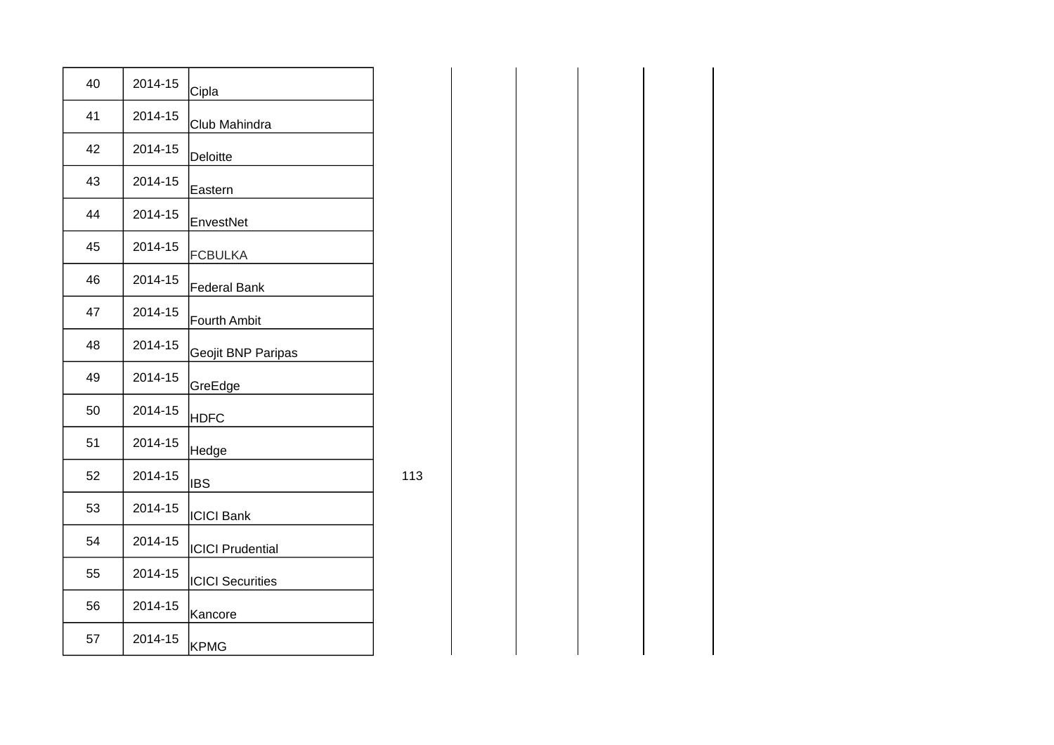| | | | | | | | | |
|---|---|---|---|---|---|---|---|---|
| 40 | 2014-15 | Cipla | | | | | | |
| 41 | 2014-15 | Club Mahindra | | | | | | |
| 42 | 2014-15 | Deloitte | | | | | | |
| 43 | 2014-15 | Eastern | | | | | | |
| 44 | 2014-15 | EnvestNet | | | | | | |
| 45 | 2014-15 | FCBULKA | | | | | | |
| 46 | 2014-15 | Federal Bank | | | | | | |
| 47 | 2014-15 | Fourth Ambit | | | | | | |
| 48 | 2014-15 | Geojit BNP Paripas | | | | | | |
| 49 | 2014-15 | GreEdge | | | | | | |
| 50 | 2014-15 | HDFC | | | | | | |
| 51 | 2014-15 | Hedge | | | | | | |
| 52 | 2014-15 | IBS | 113 | | | | | |
| 53 | 2014-15 | ICICI Bank | | | | | | |
| 54 | 2014-15 | ICICI Prudential | | | | | | |
| 55 | 2014-15 | ICICI Securities | | | | | | |
| 56 | 2014-15 | Kancore | | | | | | |
| 57 | 2014-15 | KPMG | | | | | | |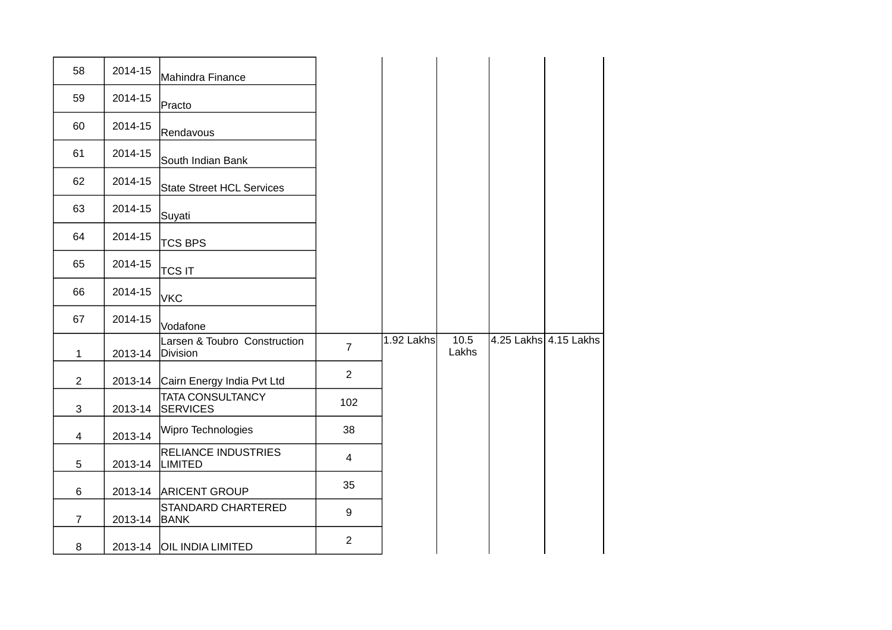| | | | | | | | |
|---|---|---|---|---|---|---|---|
| 58 | 2014-15 | Mahindra Finance | | | | | |
| 59 | 2014-15 | Practo | | | | | |
| 60 | 2014-15 | Rendavous | | | | | |
| 61 | 2014-15 | South Indian Bank | | | | | |
| 62 | 2014-15 | State Street HCL Services | | | | | |
| 63 | 2014-15 | Suyati | | | | | |
| 64 | 2014-15 | TCS BPS | | | | | |
| 65 | 2014-15 | TCS IT | | | | | |
| 66 | 2014-15 | VKC | | | | | |
| 67 | 2014-15 | Vodafone | | | | | |
| 1 | 2013-14 | Larsen & Toubro Construction Division | 7 | 1.92 Lakhs | 10.5 Lakhs | 4.25 Lakhs | 4.15 Lakhs |
| 2 | 2013-14 | Cairn Energy India Pvt Ltd | 2 | | | | |
| 3 | 2013-14 | TATA CONSULTANCY SERVICES | 102 | | | | |
| 4 | 2013-14 | Wipro Technologies | 38 | | | | |
| 5 | 2013-14 | RELIANCE INDUSTRIES LIMITED | 4 | | | | |
| 6 | 2013-14 | ARICENT GROUP | 35 | | | | |
| 7 | 2013-14 | STANDARD CHARTERED BANK | 9 | | | | |
| 8 | 2013-14 | OIL INDIA LIMITED | 2 | | | | |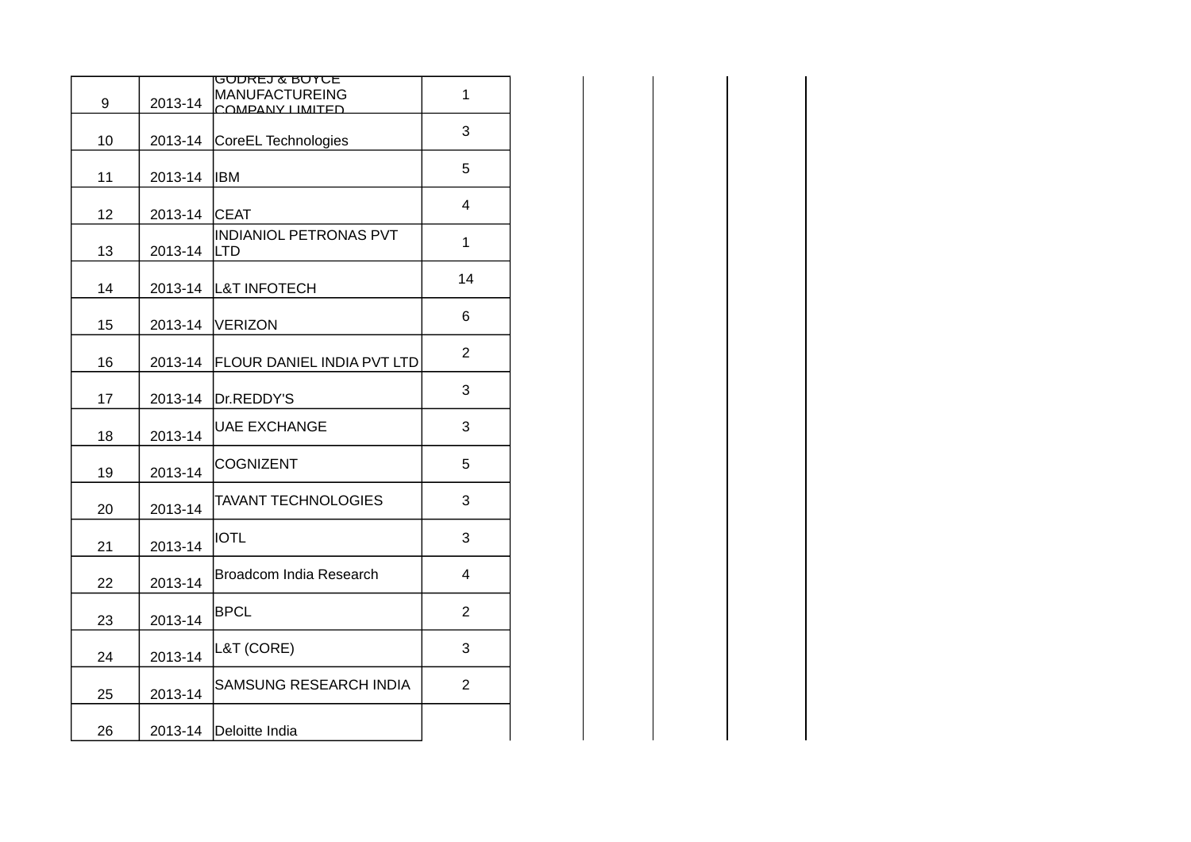| | | | | | | | |
|---|---|---|---|---|---|---|---|
| 9 | 2013-14 | GODREJ & BOYCE MANUFACTUREING COMPANY LIMITED | 1 | | | | |
| 10 | 2013-14 | CoreEL Technologies | 3 | | | | |
| 11 | 2013-14 | IBM | 5 | | | | |
| 12 | 2013-14 | CEAT | 4 | | | | |
| 13 | 2013-14 | INDIANIOL PETRONAS PVT LTD | 1 | | | | |
| 14 | 2013-14 | L&T INFOTECH | 14 | | | | |
| 15 | 2013-14 | VERIZON | 6 | | | | |
| 16 | 2013-14 | FLOUR DANIEL INDIA PVT LTD | 2 | | | | |
| 17 | 2013-14 | Dr.REDDY'S | 3 | | | | |
| 18 | 2013-14 | UAE EXCHANGE | 3 | | | | |
| 19 | 2013-14 | COGNIZENT | 5 | | | | |
| 20 | 2013-14 | TAVANT TECHNOLOGIES | 3 | | | | |
| 21 | 2013-14 | IOTL | 3 | | | | |
| 22 | 2013-14 | Broadcom India Research | 4 | | | | |
| 23 | 2013-14 | BPCL | 2 | | | | |
| 24 | 2013-14 | L&T (CORE) | 3 | | | | |
| 25 | 2013-14 | SAMSUNG RESEARCH INDIA | 2 | | | | |
| 26 | 2013-14 | Deloitte India | | | | | |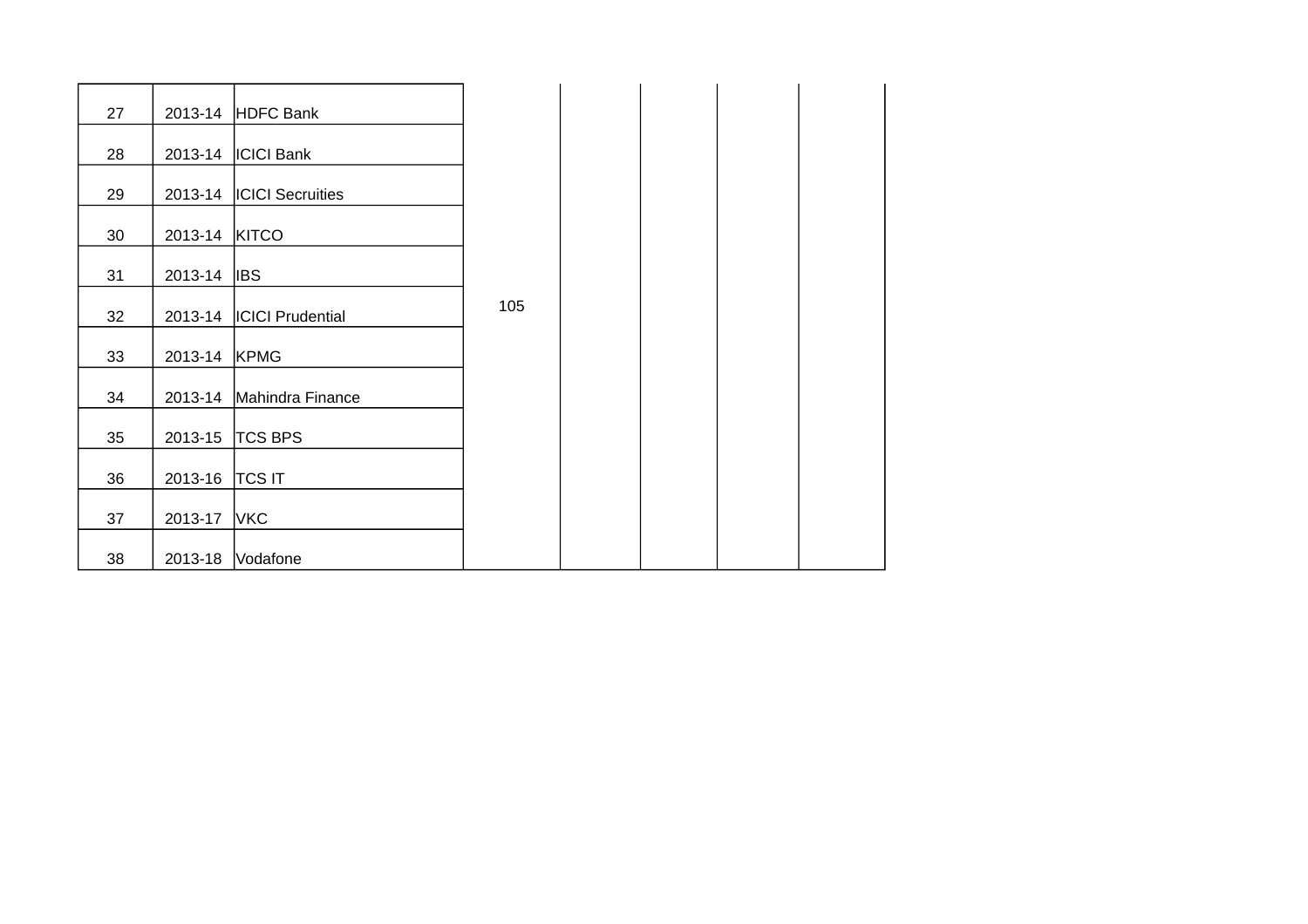| | | | | | | | |
|---|---|---|---|---|---|---|---|
| 27 | 2013-14 | HDFC Bank | | | | | |
| 28 | 2013-14 | ICICI Bank | | | | | |
| 29 | 2013-14 | ICICI Secruities | | | | | |
| 30 | 2013-14 | KITCO | | | | | |
| 31 | 2013-14 | IBS | | | | | |
| 32 | 2013-14 | ICICI Prudential | 105 | | | | |
| 33 | 2013-14 | KPMG | | | | | |
| 34 | 2013-14 | Mahindra Finance | | | | | |
| 35 | 2013-15 | TCS BPS | | | | | |
| 36 | 2013-16 | TCS IT | | | | | |
| 37 | 2013-17 | VKC | | | | | |
| 38 | 2013-18 | Vodafone | | | | | |